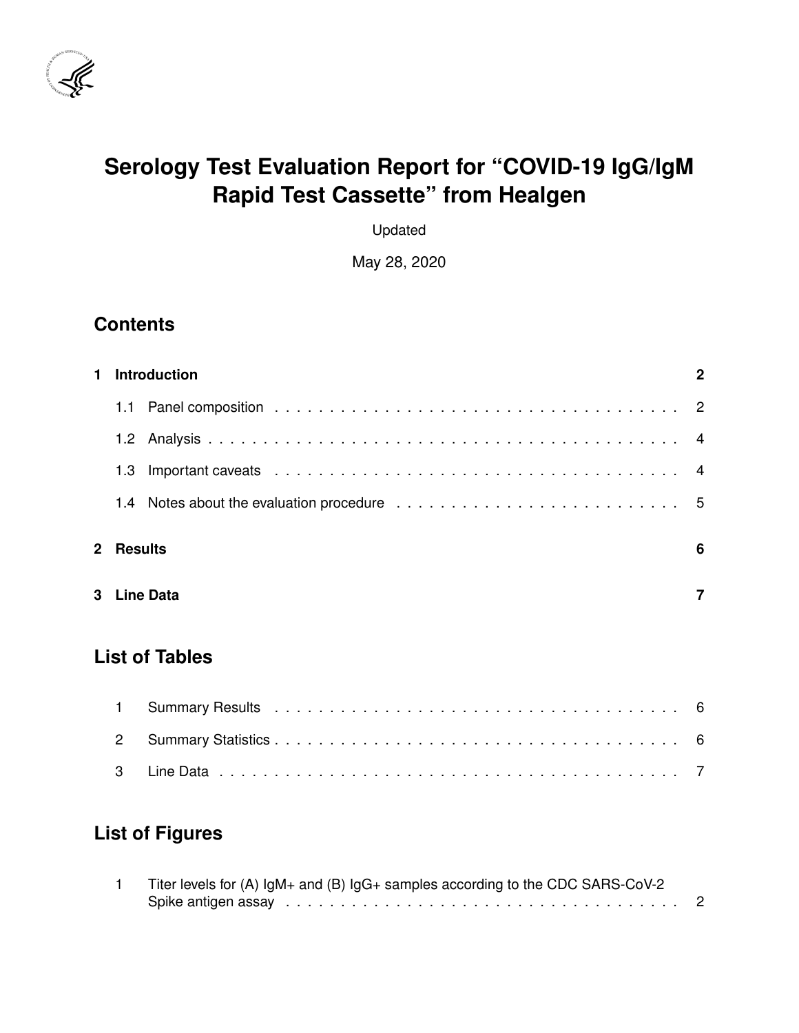# Serology Test Evaluation Report for "COVID-19 IgG/IgM Rapid Test Cassette" from Healgen

Updated

May 28, 2020

## Contents

**1 Introduction** **2**

- 1.1 Panel composition . . . . . . . . . . . . . . . . . . . . . . . . . . . . . . . . . . . . . . 2
- 1.2 Analysis . . . . . . . . . . . . . . . . . . . . . . . . . . . . . . . . . . . . . . . . . . . 4
- 1.3 Important caveats . . . . . . . . . . . . . . . . . . . . . . . . . . . . . . . . . . . . . . 4
- 1.4 Notes about the evaluation procedure . . . . . . . . . . . . . . . . . . . . . . . . . . . 5

**2 Results** **6**

**3 Line Data** **7**

## List of Tables

1. Summary Results . . . . . . . . . . . . . . . . . . . . . . . . . . . . . . . . . . . . . . . 6
2. Summary Statistics . . . . . . . . . . . . . . . . . . . . . . . . . . . . . . . . . . . . . . 6
3. Line Data . . . . . . . . . . . . . . . . . . . . . . . . . . . . . . . . . . . . . . . . . . . 7

## List of Figures

1. Titer levels for (A) IgM+ and (B) IgG+ samples according to the CDC SARS-CoV-2 Spike antigen assay . . . . . . . . . . . . . . . . . . . . . . . . . . . . . . . . . . . . . . . 2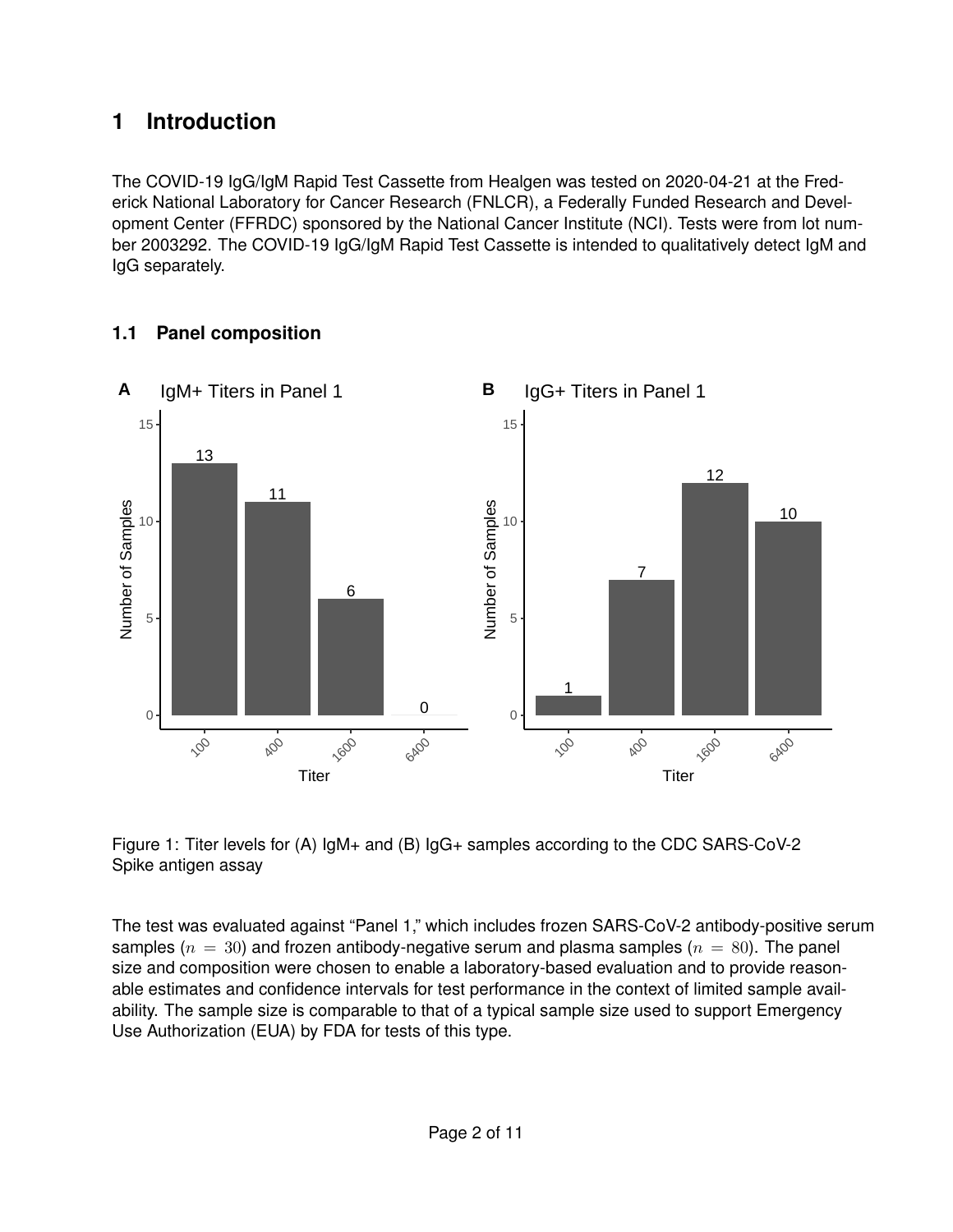# 1 Introduction

The COVID-19 IgG/IgM Rapid Test Cassette from Healgen was tested on 2020-04-21 at the Frederick National Laboratory for Cancer Research (FNLCR), a Federally Funded Research and Development Center (FFRDC) sponsored by the National Cancer Institute (NCI). Tests were from lot number 2003292. The COVID-19 IgG/IgM Rapid Test Cassette is intended to qualitatively detect IgM and IgG separately.

## 1.1 Panel composition

Figure 1: Titer levels for (A) IgM+ and (B) IgG+ samples according to the CDC SARS-CoV-2 Spike antigen assay

The test was evaluated against "Panel 1," which includes frozen SARS-CoV-2 antibody-positive serum samples ($n = 30$) and frozen antibody-negative serum and plasma samples ($n = 80$). The panel size and composition were chosen to enable a laboratory-based evaluation and to provide reasonable estimates and confidence intervals for test performance in the context of limited sample availability. The sample size is comparable to that of a typical sample size used to support Emergency Use Authorization (EUA) by FDA for tests of this type.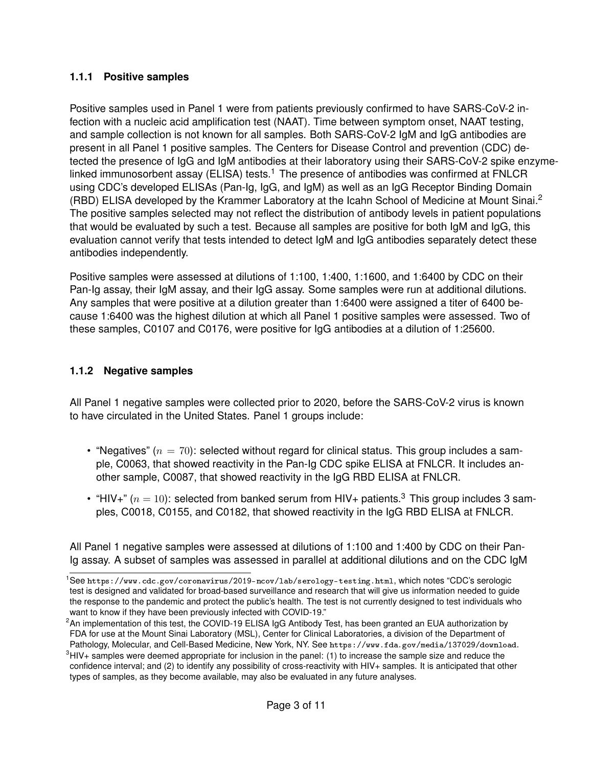### 1.1.1 Positive samples

Positive samples used in Panel 1 were from patients previously confirmed to have SARS-CoV-2 infection with a nucleic acid amplification test (NAAT). Time between symptom onset, NAAT testing, and sample collection is not known for all samples. Both SARS-CoV-2 IgM and IgG antibodies are present in all Panel 1 positive samples. The Centers for Disease Control and prevention (CDC) detected the presence of IgG and IgM antibodies at their laboratory using their SARS-CoV-2 spike enzyme-linked immunosorbent assay (ELISA) tests.[1] The presence of antibodies was confirmed at FNLCR using CDC's developed ELISAs (Pan-Ig, IgG, and IgM) as well as an IgG Receptor Binding Domain (RBD) ELISA developed by the Krammer Laboratory at the Icahn School of Medicine at Mount Sinai.[2] The positive samples selected may not reflect the distribution of antibody levels in patient populations that would be evaluated by such a test. Because all samples are positive for both IgM and IgG, this evaluation cannot verify that tests intended to detect IgM and IgG antibodies separately detect these antibodies independently.

Positive samples were assessed at dilutions of 1:100, 1:400, 1:1600, and 1:6400 by CDC on their Pan-Ig assay, their IgM assay, and their IgG assay. Some samples were run at additional dilutions. Any samples that were positive at a dilution greater than 1:6400 were assigned a titer of 6400 because 1:6400 was the highest dilution at which all Panel 1 positive samples were assessed. Two of these samples, C0107 and C0176, were positive for IgG antibodies at a dilution of 1:25600.

### 1.1.2 Negative samples

All Panel 1 negative samples were collected prior to 2020, before the SARS-CoV-2 virus is known to have circulated in the United States. Panel 1 groups include:

- "Negatives" ($n = 70$): selected without regard for clinical status. This group includes a sample, C0063, that showed reactivity in the Pan-Ig CDC spike ELISA at FNLCR. It includes another sample, C0087, that showed reactivity in the IgG RBD ELISA at FNLCR.
- "HIV+" ($n = 10$): selected from banked serum from HIV+ patients.[3] This group includes 3 samples, C0018, C0155, and C0182, that showed reactivity in the IgG RBD ELISA at FNLCR.

All Panel 1 negative samples were assessed at dilutions of 1:100 and 1:400 by CDC on their Pan-Ig assay. A subset of samples was assessed in parallel at additional dilutions and on the CDC IgM

[1] See https://www.cdc.gov/coronavirus/2019-ncov/lab/serology-testing.html, which notes "CDC's serologic test is designed and validated for broad-based surveillance and research that will give us information needed to guide the response to the pandemic and protect the public's health. The test is not currently designed to test individuals who want to know if they have been previously infected with COVID-19."

[2] An implementation of this test, the COVID-19 ELISA IgG Antibody Test, has been granted an EUA authorization by FDA for use at the Mount Sinai Laboratory (MSL), Center for Clinical Laboratories, a division of the Department of Pathology, Molecular, and Cell-Based Medicine, New York, NY. See https://www.fda.gov/media/137029/download.

[3] HIV+ samples were deemed appropriate for inclusion in the panel: (1) to increase the sample size and reduce the confidence interval; and (2) to identify any possibility of cross-reactivity with HIV+ samples. It is anticipated that other types of samples, as they become available, may also be evaluated in any future analyses.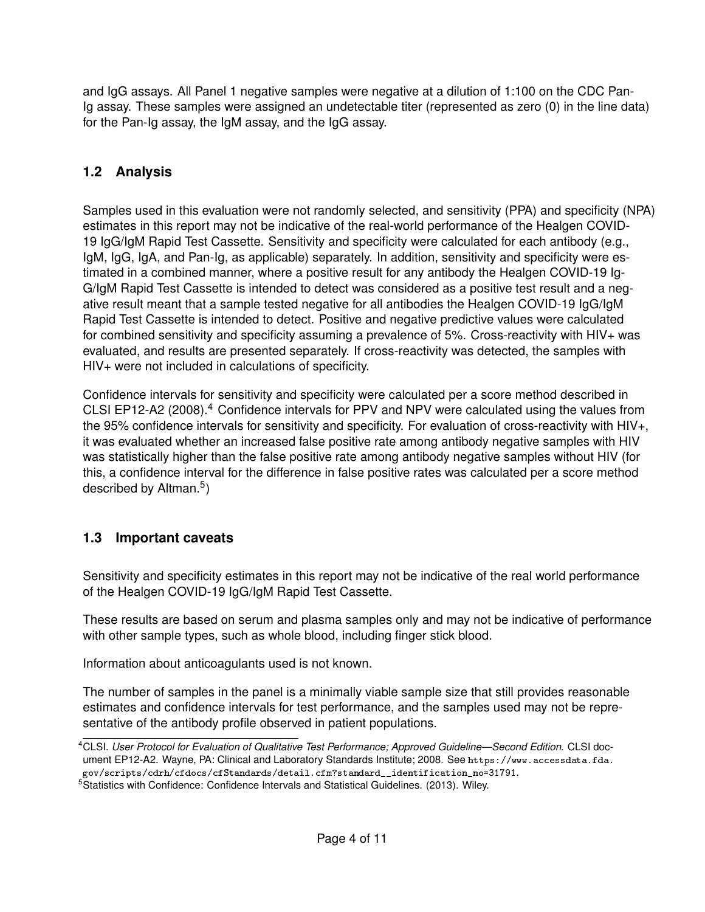and IgG assays. All Panel 1 negative samples were negative at a dilution of 1:100 on the CDC Pan-Ig assay. These samples were assigned an undetectable titer (represented as zero (0) in the line data) for the Pan-Ig assay, the IgM assay, and the IgG assay.

## 1.2 Analysis

Samples used in this evaluation were not randomly selected, and sensitivity (PPA) and specificity (NPA) estimates in this report may not be indicative of the real-world performance of the Healgen COVID-19 IgG/IgM Rapid Test Cassette. Sensitivity and specificity were calculated for each antibody (e.g., IgM, IgG, IgA, and Pan-Ig, as applicable) separately. In addition, sensitivity and specificity were estimated in a combined manner, where a positive result for any antibody the Healgen COVID-19 IgG/IgM Rapid Test Cassette is intended to detect was considered as a positive test result and a negative result meant that a sample tested negative for all antibodies the Healgen COVID-19 IgG/IgM Rapid Test Cassette is intended to detect. Positive and negative predictive values were calculated for combined sensitivity and specificity assuming a prevalence of 5%. Cross-reactivity with HIV+ was evaluated, and results are presented separately. If cross-reactivity was detected, the samples with HIV+ were not included in calculations of specificity.

Confidence intervals for sensitivity and specificity were calculated per a score method described in CLSI EP12-A2 (2008).[4] Confidence intervals for PPV and NPV were calculated using the values from the 95% confidence intervals for sensitivity and specificity. For evaluation of cross-reactivity with HIV+, it was evaluated whether an increased false positive rate among antibody negative samples with HIV was statistically higher than the false positive rate among antibody negative samples without HIV (for this, a confidence interval for the difference in false positive rates was calculated per a score method described by Altman.[5])

## 1.3 Important caveats

Sensitivity and specificity estimates in this report may not be indicative of the real world performance of the Healgen COVID-19 IgG/IgM Rapid Test Cassette.

These results are based on serum and plasma samples only and may not be indicative of performance with other sample types, such as whole blood, including finger stick blood.

Information about anticoagulants used is not known.

The number of samples in the panel is a minimally viable sample size that still provides reasonable estimates and confidence intervals for test performance, and the samples used may not be representative of the antibody profile observed in patient populations.

---

[4] CLSI. *User Protocol for Evaluation of Qualitative Test Performance; Approved Guideline—Second Edition.* CLSI document EP12-A2. Wayne, PA: Clinical and Laboratory Standards Institute; 2008. See https://www.accessdata.fda.gov/scripts/cdrh/cfdocs/cfStandards/detail.cfm?standard__identification_no=31791.

[5] Statistics with Confidence: Confidence Intervals and Statistical Guidelines. (2013). Wiley.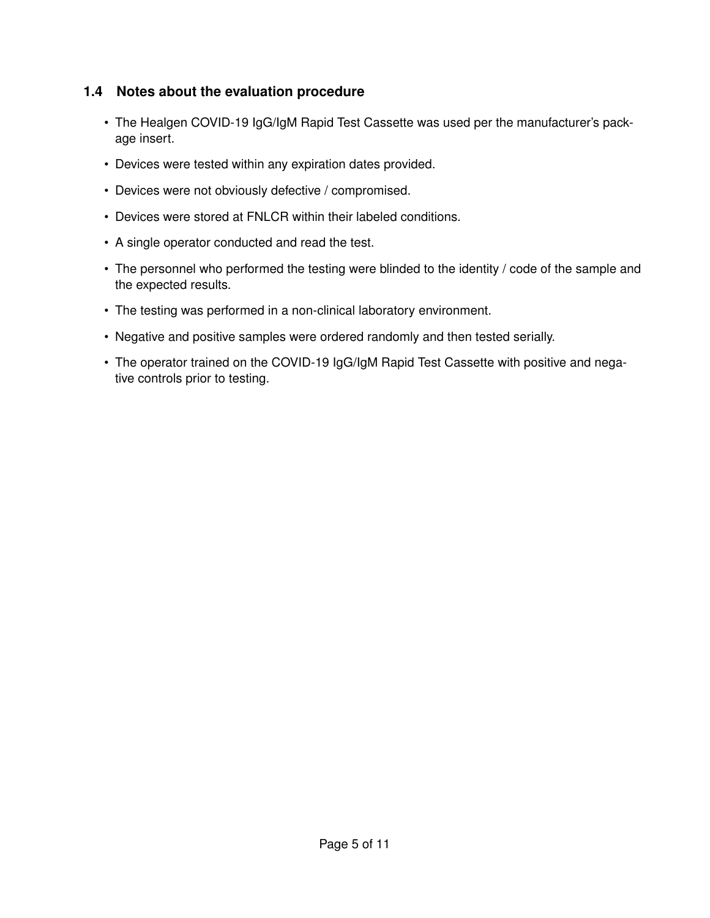### 1.4 Notes about the evaluation procedure

- The Healgen COVID-19 IgG/IgM Rapid Test Cassette was used per the manufacturer's package insert.
- Devices were tested within any expiration dates provided.
- Devices were not obviously defective / compromised.
- Devices were stored at FNLCR within their labeled conditions.
- A single operator conducted and read the test.
- The personnel who performed the testing were blinded to the identity / code of the sample and the expected results.
- The testing was performed in a non-clinical laboratory environment.
- Negative and positive samples were ordered randomly and then tested serially.
- The operator trained on the COVID-19 IgG/IgM Rapid Test Cassette with positive and negative controls prior to testing.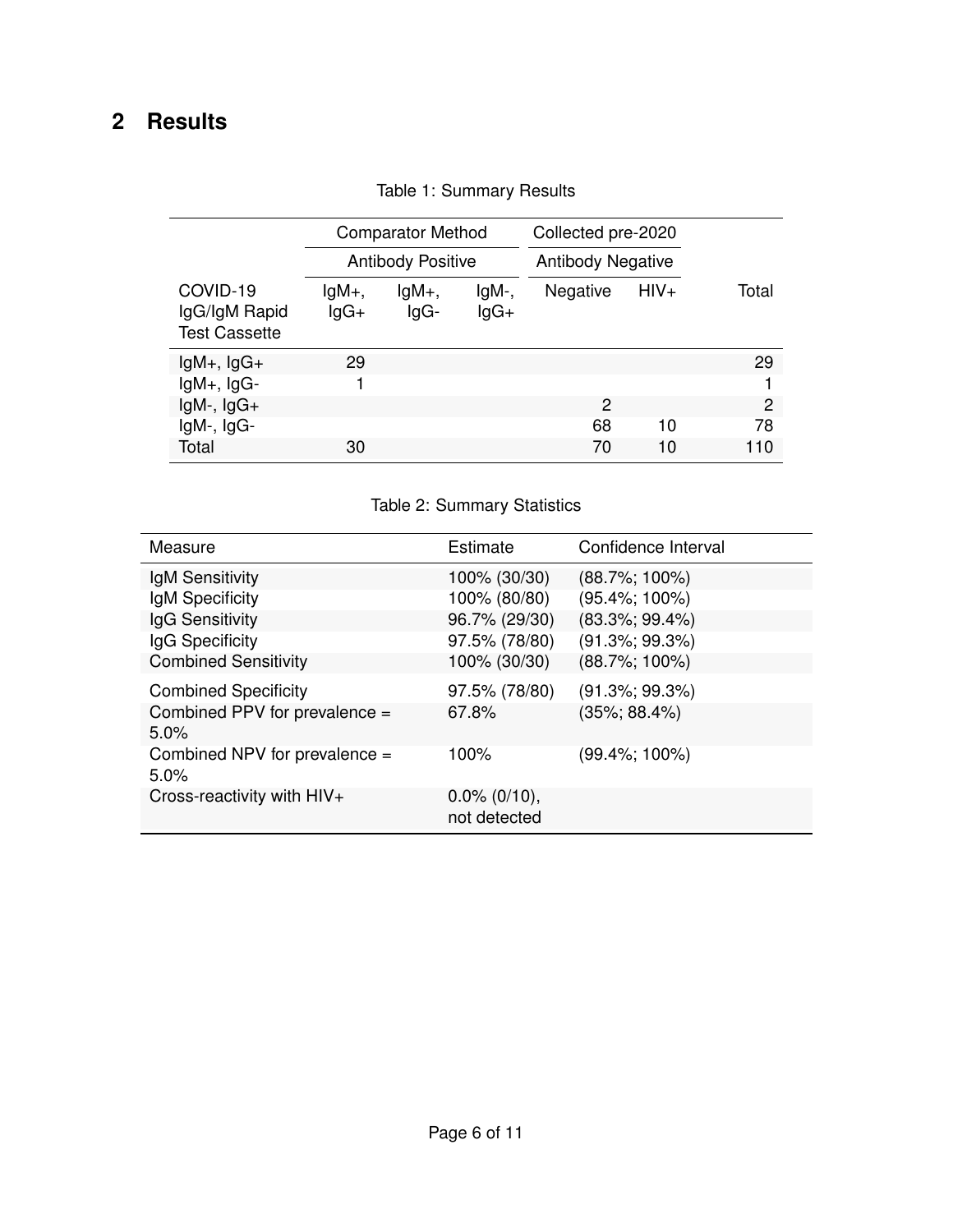## 2 Results

Table 1: Summary Results

| | Comparator Method | | | Collected pre-2020 | | |
|---|---|---|---|---|---|---|
| | Antibody Positive | | | Antibody Negative | | |
| COVID-19 IgG/IgM Rapid Test Cassette | IgM+, IgG+ | IgM+, IgG- | IgM-, IgG+ | Negative | HIV+ | Total |
| IgM+, IgG+ | 29 | | | | | 29 |
| IgM+, IgG- | 1 | | | | | 1 |
| IgM-, IgG+ | | | | 2 | | 2 |
| IgM-, IgG- | | | | 68 | 10 | 78 |
| Total | 30 | | | 70 | 10 | 110 |

Table 2: Summary Statistics

| Measure | Estimate | Confidence Interval |
|---|---|---|
| IgM Sensitivity | 100% (30/30) | (88.7%; 100%) |
| IgM Specificity | 100% (80/80) | (95.4%; 100%) |
| IgG Sensitivity | 96.7% (29/30) | (83.3%; 99.4%) |
| IgG Specificity | 97.5% (78/80) | (91.3%; 99.3%) |
| Combined Sensitivity | 100% (30/30) | (88.7%; 100%) |
| Combined Specificity | 97.5% (78/80) | (91.3%; 99.3%) |
| Combined PPV for prevalence = 5.0% | 67.8% | (35%; 88.4%) |
| Combined NPV for prevalence = 5.0% | 100% | (99.4%; 100%) |
| Cross-reactivity with HIV+ | 0.0% (0/10), not detected | |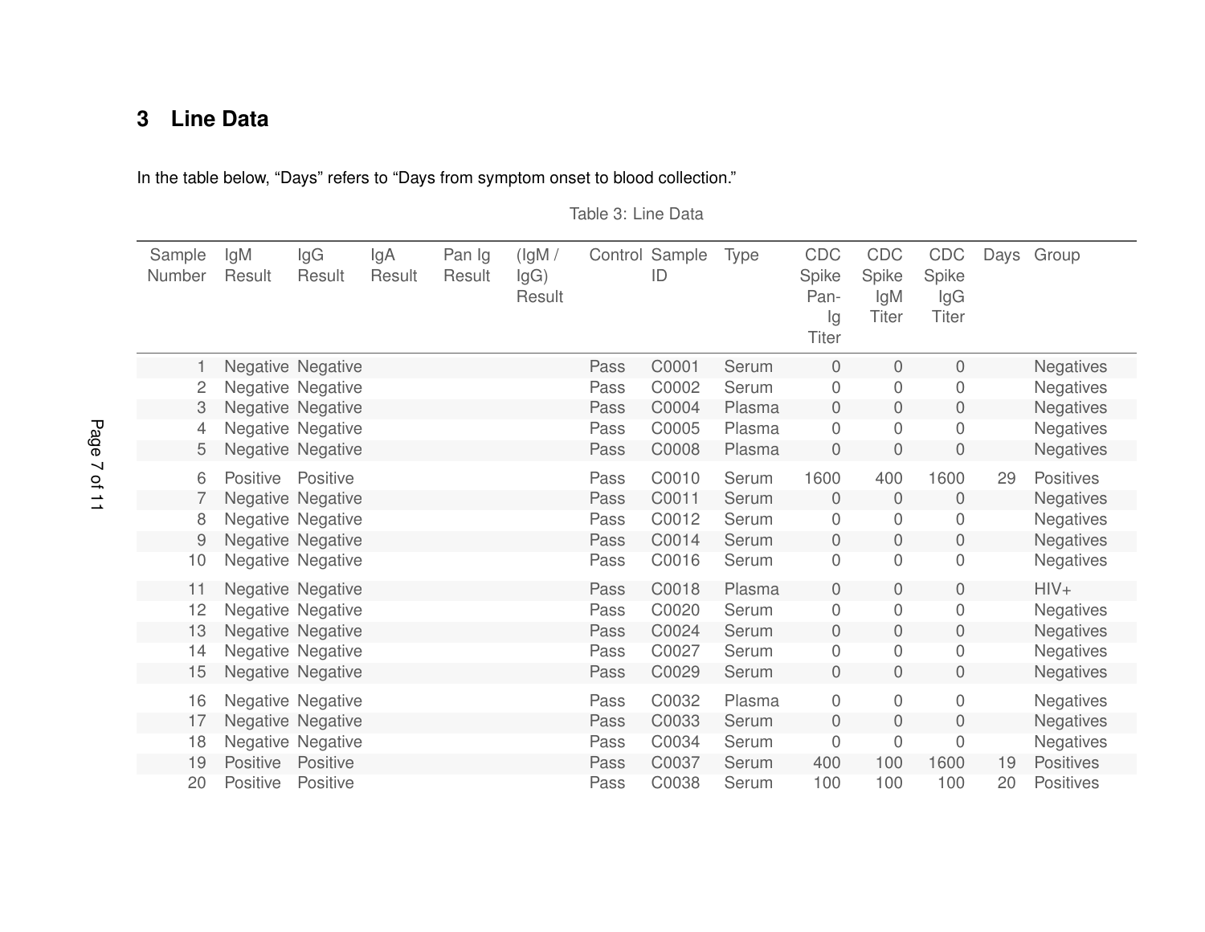## 3 Line Data

In the table below, “Days” refers to “Days from symptom onset to blood collection.”

Table 3: Line Data

| Sample Number | IgM Result | IgG Result | IgA Result | Pan Ig Result | (IgM / IgG) Result | Control | Sample ID | Type | CDC Spike Pan-Ig Titer | CDC Spike IgM Titer | CDC Spike IgG Titer | Days | Group |
|---|---|---|---|---|---|---|---|---|---|---|---|---|---|
| 1 | Negative | Negative | | | | Pass | C0001 | Serum | 0 | 0 | 0 | | Negatives |
| 2 | Negative | Negative | | | | Pass | C0002 | Serum | 0 | 0 | 0 | | Negatives |
| 3 | Negative | Negative | | | | Pass | C0004 | Plasma | 0 | 0 | 0 | | Negatives |
| 4 | Negative | Negative | | | | Pass | C0005 | Plasma | 0 | 0 | 0 | | Negatives |
| 5 | Negative | Negative | | | | Pass | C0008 | Plasma | 0 | 0 | 0 | | Negatives |
| 6 | Positive | Positive | | | | Pass | C0010 | Serum | 1600 | 400 | 1600 | 29 | Positives |
| 7 | Negative | Negative | | | | Pass | C0011 | Serum | 0 | 0 | 0 | | Negatives |
| 8 | Negative | Negative | | | | Pass | C0012 | Serum | 0 | 0 | 0 | | Negatives |
| 9 | Negative | Negative | | | | Pass | C0014 | Serum | 0 | 0 | 0 | | Negatives |
| 10 | Negative | Negative | | | | Pass | C0016 | Serum | 0 | 0 | 0 | | Negatives |
| 11 | Negative | Negative | | | | Pass | C0018 | Plasma | 0 | 0 | 0 | | HIV+ |
| 12 | Negative | Negative | | | | Pass | C0020 | Serum | 0 | 0 | 0 | | Negatives |
| 13 | Negative | Negative | | | | Pass | C0024 | Serum | 0 | 0 | 0 | | Negatives |
| 14 | Negative | Negative | | | | Pass | C0027 | Serum | 0 | 0 | 0 | | Negatives |
| 15 | Negative | Negative | | | | Pass | C0029 | Serum | 0 | 0 | 0 | | Negatives |
| 16 | Negative | Negative | | | | Pass | C0032 | Plasma | 0 | 0 | 0 | | Negatives |
| 17 | Negative | Negative | | | | Pass | C0033 | Serum | 0 | 0 | 0 | | Negatives |
| 18 | Negative | Negative | | | | Pass | C0034 | Serum | 0 | 0 | 0 | | Negatives |
| 19 | Positive | Positive | | | | Pass | C0037 | Serum | 400 | 100 | 1600 | 19 | Positives |
| 20 | Positive | Positive | | | | Pass | C0038 | Serum | 100 | 100 | 100 | 20 | Positives |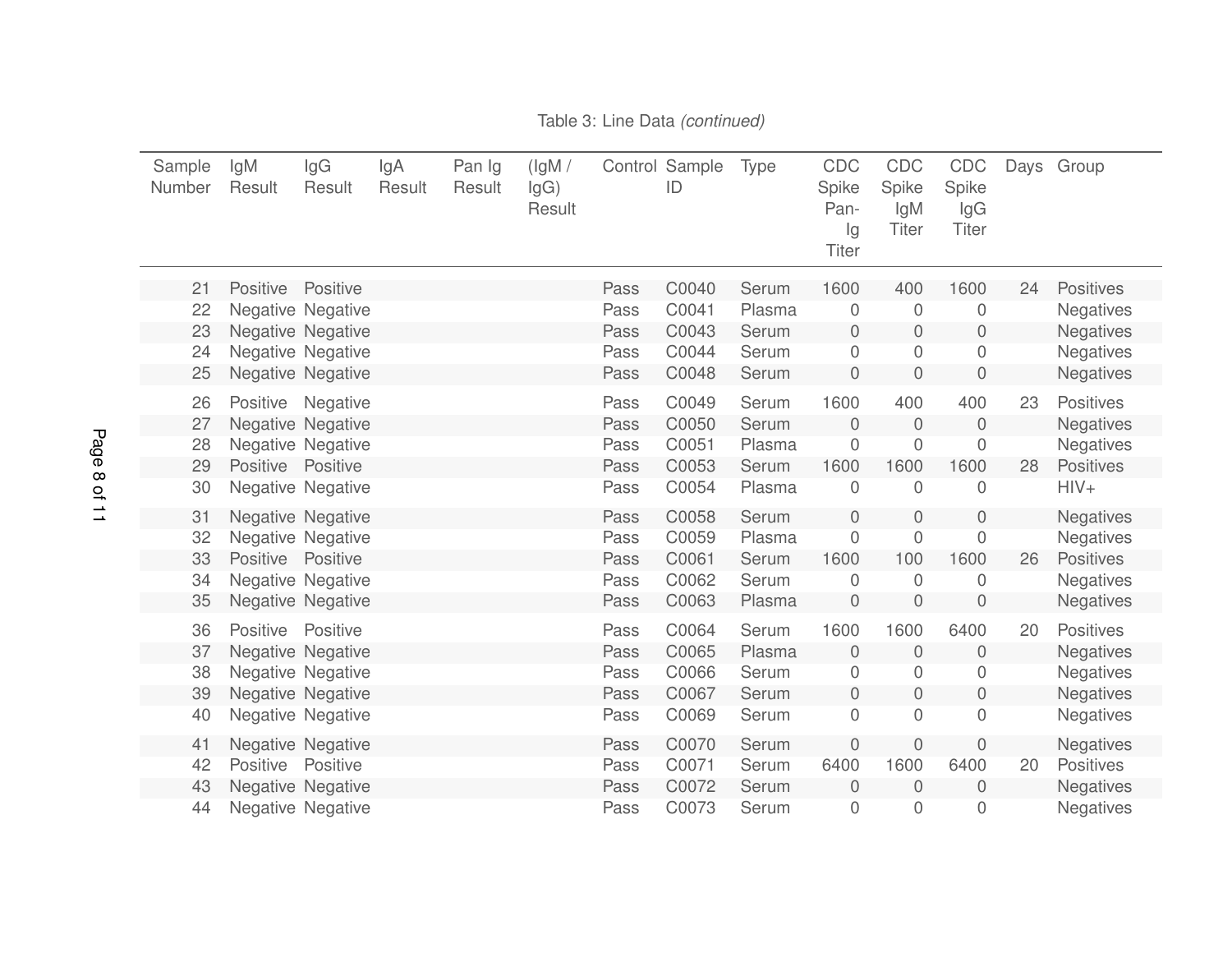Table 3: Line Data *(continued)*

| Sample Number | IgM Result | IgG Result | IgA Result | Pan Ig Result | (IgM / IgG) Result | Control | Sample ID | Type | CDC Spike Pan-Ig Titer | CDC Spike IgM Titer | CDC Spike IgG Titer | Days | Group |
|---|---|---|---|---|---|---|---|---|---|---|---|---|---|
| 21 | Positive | Positive | | | | Pass | C0040 | Serum | 1600 | 400 | 1600 | 24 | Positives |
| 22 | Negative | Negative | | | | Pass | C0041 | Plasma | 0 | 0 | 0 | | Negatives |
| 23 | Negative | Negative | | | | Pass | C0043 | Serum | 0 | 0 | 0 | | Negatives |
| 24 | Negative | Negative | | | | Pass | C0044 | Serum | 0 | 0 | 0 | | Negatives |
| 25 | Negative | Negative | | | | Pass | C0048 | Serum | 0 | 0 | 0 | | Negatives |
| 26 | Positive | Negative | | | | Pass | C0049 | Serum | 1600 | 400 | 400 | 23 | Positives |
| 27 | Negative | Negative | | | | Pass | C0050 | Serum | 0 | 0 | 0 | | Negatives |
| 28 | Negative | Negative | | | | Pass | C0051 | Plasma | 0 | 0 | 0 | | Negatives |
| 29 | Positive | Positive | | | | Pass | C0053 | Serum | 1600 | 1600 | 1600 | 28 | Positives |
| 30 | Negative | Negative | | | | Pass | C0054 | Plasma | 0 | 0 | 0 | | HIV+ |
| 31 | Negative | Negative | | | | Pass | C0058 | Serum | 0 | 0 | 0 | | Negatives |
| 32 | Negative | Negative | | | | Pass | C0059 | Plasma | 0 | 0 | 0 | | Negatives |
| 33 | Positive | Positive | | | | Pass | C0061 | Serum | 1600 | 100 | 1600 | 26 | Positives |
| 34 | Negative | Negative | | | | Pass | C0062 | Serum | 0 | 0 | 0 | | Negatives |
| 35 | Negative | Negative | | | | Pass | C0063 | Plasma | 0 | 0 | 0 | | Negatives |
| 36 | Positive | Positive | | | | Pass | C0064 | Serum | 1600 | 1600 | 6400 | 20 | Positives |
| 37 | Negative | Negative | | | | Pass | C0065 | Plasma | 0 | 0 | 0 | | Negatives |
| 38 | Negative | Negative | | | | Pass | C0066 | Serum | 0 | 0 | 0 | | Negatives |
| 39 | Negative | Negative | | | | Pass | C0067 | Serum | 0 | 0 | 0 | | Negatives |
| 40 | Negative | Negative | | | | Pass | C0069 | Serum | 0 | 0 | 0 | | Negatives |
| 41 | Negative | Negative | | | | Pass | C0070 | Serum | 0 | 0 | 0 | | Negatives |
| 42 | Positive | Positive | | | | Pass | C0071 | Serum | 6400 | 1600 | 6400 | 20 | Positives |
| 43 | Negative | Negative | | | | Pass | C0072 | Serum | 0 | 0 | 0 | | Negatives |
| 44 | Negative | Negative | | | | Pass | C0073 | Serum | 0 | 0 | 0 | | Negatives |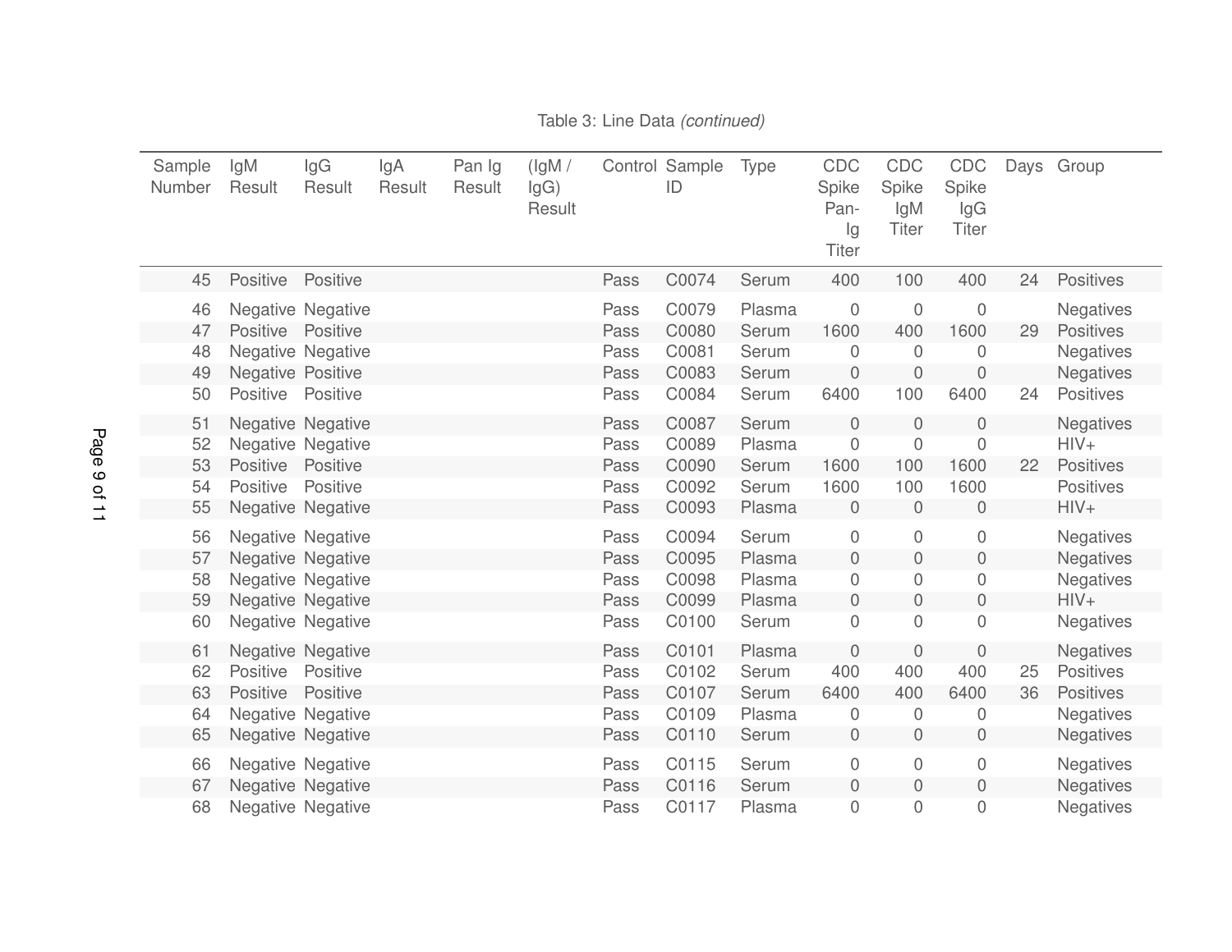Table 3: Line Data *(continued)*

| Sample Number | IgM Result | IgG Result | IgA Result | Pan Ig Result | (IgM / IgG) Result | Control | Sample ID | Type | CDC Spike Pan-Ig Titer | CDC Spike IgM Titer | CDC Spike IgG Titer | Days | Group |
|---|---|---|---|---|---|---|---|---|---|---|---|---|---|
| 45 | Positive | Positive | | | | Pass | C0074 | Serum | 400 | 100 | 400 | 24 | Positives |
| 46 | Negative | Negative | | | | Pass | C0079 | Plasma | 0 | 0 | 0 | | Negatives |
| 47 | Positive | Positive | | | | Pass | C0080 | Serum | 1600 | 400 | 1600 | 29 | Positives |
| 48 | Negative | Negative | | | | Pass | C0081 | Serum | 0 | 0 | 0 | | Negatives |
| 49 | Negative | Positive | | | | Pass | C0083 | Serum | 0 | 0 | 0 | | Negatives |
| 50 | Positive | Positive | | | | Pass | C0084 | Serum | 6400 | 100 | 6400 | 24 | Positives |
| 51 | Negative | Negative | | | | Pass | C0087 | Serum | 0 | 0 | 0 | | Negatives |
| 52 | Negative | Negative | | | | Pass | C0089 | Plasma | 0 | 0 | 0 | | HIV+ |
| 53 | Positive | Positive | | | | Pass | C0090 | Serum | 1600 | 100 | 1600 | 22 | Positives |
| 54 | Positive | Positive | | | | Pass | C0092 | Serum | 1600 | 100 | 1600 | | Positives |
| 55 | Negative | Negative | | | | Pass | C0093 | Plasma | 0 | 0 | 0 | | HIV+ |
| 56 | Negative | Negative | | | | Pass | C0094 | Serum | 0 | 0 | 0 | | Negatives |
| 57 | Negative | Negative | | | | Pass | C0095 | Plasma | 0 | 0 | 0 | | Negatives |
| 58 | Negative | Negative | | | | Pass | C0098 | Plasma | 0 | 0 | 0 | | Negatives |
| 59 | Negative | Negative | | | | Pass | C0099 | Plasma | 0 | 0 | 0 | | HIV+ |
| 60 | Negative | Negative | | | | Pass | C0100 | Serum | 0 | 0 | 0 | | Negatives |
| 61 | Negative | Negative | | | | Pass | C0101 | Plasma | 0 | 0 | 0 | | Negatives |
| 62 | Positive | Positive | | | | Pass | C0102 | Serum | 400 | 400 | 400 | 25 | Positives |
| 63 | Positive | Positive | | | | Pass | C0107 | Serum | 6400 | 400 | 6400 | 36 | Positives |
| 64 | Negative | Negative | | | | Pass | C0109 | Plasma | 0 | 0 | 0 | | Negatives |
| 65 | Negative | Negative | | | | Pass | C0110 | Serum | 0 | 0 | 0 | | Negatives |
| 66 | Negative | Negative | | | | Pass | C0115 | Serum | 0 | 0 | 0 | | Negatives |
| 67 | Negative | Negative | | | | Pass | C0116 | Serum | 0 | 0 | 0 | | Negatives |
| 68 | Negative | Negative | | | | Pass | C0117 | Plasma | 0 | 0 | 0 | | Negatives |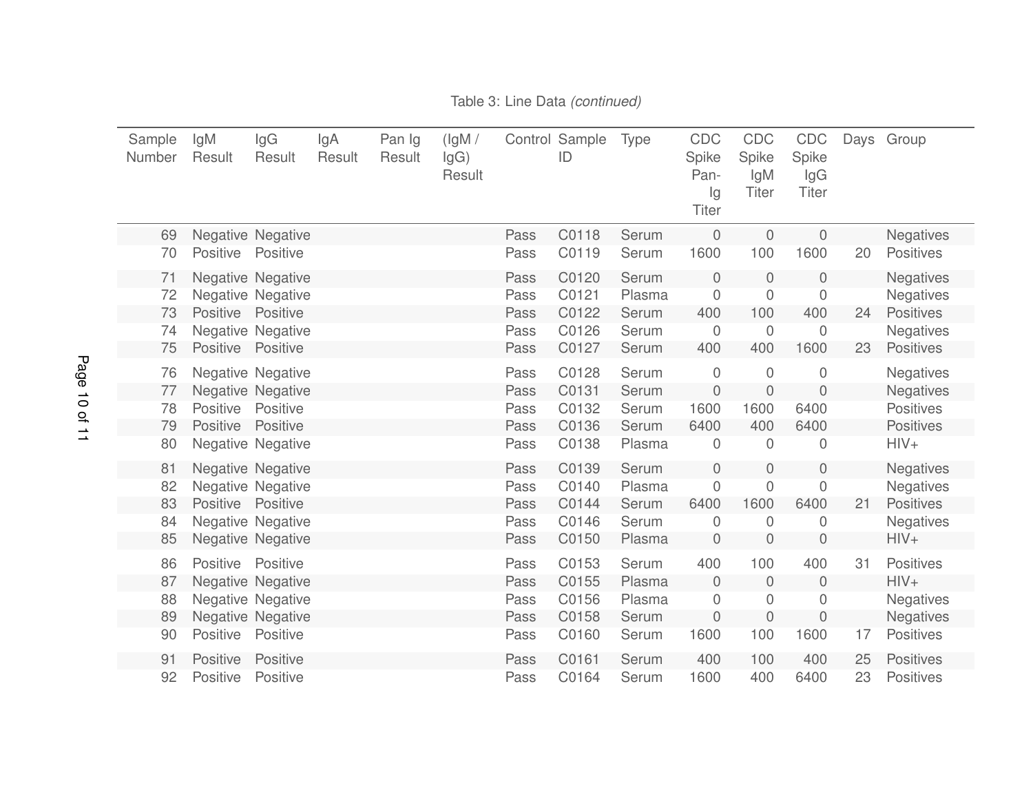Table 3: Line Data *(continued)*

| Sample Number | IgM Result | IgG Result | IgA Result | Pan Ig Result | (IgM / IgG) Result | Control | Sample ID | Type | CDC Spike Pan-Ig Titer | CDC Spike IgM Titer | CDC Spike IgG Titer | Days | Group |
|---|---|---|---|---|---|---|---|---|---|---|---|---|---|
| 69 | Negative | Negative | | | | Pass | C0118 | Serum | 0 | 0 | 0 | | Negatives |
| 70 | Positive | Positive | | | | Pass | C0119 | Serum | 1600 | 100 | 1600 | 20 | Positives |
| 71 | Negative | Negative | | | | Pass | C0120 | Serum | 0 | 0 | 0 | | Negatives |
| 72 | Negative | Negative | | | | Pass | C0121 | Plasma | 0 | 0 | 0 | | Negatives |
| 73 | Positive | Positive | | | | Pass | C0122 | Serum | 400 | 100 | 400 | 24 | Positives |
| 74 | Negative | Negative | | | | Pass | C0126 | Serum | 0 | 0 | 0 | | Negatives |
| 75 | Positive | Positive | | | | Pass | C0127 | Serum | 400 | 400 | 1600 | 23 | Positives |
| 76 | Negative | Negative | | | | Pass | C0128 | Serum | 0 | 0 | 0 | | Negatives |
| 77 | Negative | Negative | | | | Pass | C0131 | Serum | 0 | 0 | 0 | | Negatives |
| 78 | Positive | Positive | | | | Pass | C0132 | Serum | 1600 | 1600 | 6400 | | Positives |
| 79 | Positive | Positive | | | | Pass | C0136 | Serum | 6400 | 400 | 6400 | | Positives |
| 80 | Negative | Negative | | | | Pass | C0138 | Plasma | 0 | 0 | 0 | | HIV+ |
| 81 | Negative | Negative | | | | Pass | C0139 | Serum | 0 | 0 | 0 | | Negatives |
| 82 | Negative | Negative | | | | Pass | C0140 | Plasma | 0 | 0 | 0 | | Negatives |
| 83 | Positive | Positive | | | | Pass | C0144 | Serum | 6400 | 1600 | 6400 | 21 | Positives |
| 84 | Negative | Negative | | | | Pass | C0146 | Serum | 0 | 0 | 0 | | Negatives |
| 85 | Negative | Negative | | | | Pass | C0150 | Plasma | 0 | 0 | 0 | | HIV+ |
| 86 | Positive | Positive | | | | Pass | C0153 | Serum | 400 | 100 | 400 | 31 | Positives |
| 87 | Negative | Negative | | | | Pass | C0155 | Plasma | 0 | 0 | 0 | | HIV+ |
| 88 | Negative | Negative | | | | Pass | C0156 | Plasma | 0 | 0 | 0 | | Negatives |
| 89 | Negative | Negative | | | | Pass | C0158 | Serum | 0 | 0 | 0 | | Negatives |
| 90 | Positive | Positive | | | | Pass | C0160 | Serum | 1600 | 100 | 1600 | 17 | Positives |
| 91 | Positive | Positive | | | | Pass | C0161 | Serum | 400 | 100 | 400 | 25 | Positives |
| 92 | Positive | Positive | | | | Pass | C0164 | Serum | 1600 | 400 | 6400 | 23 | Positives |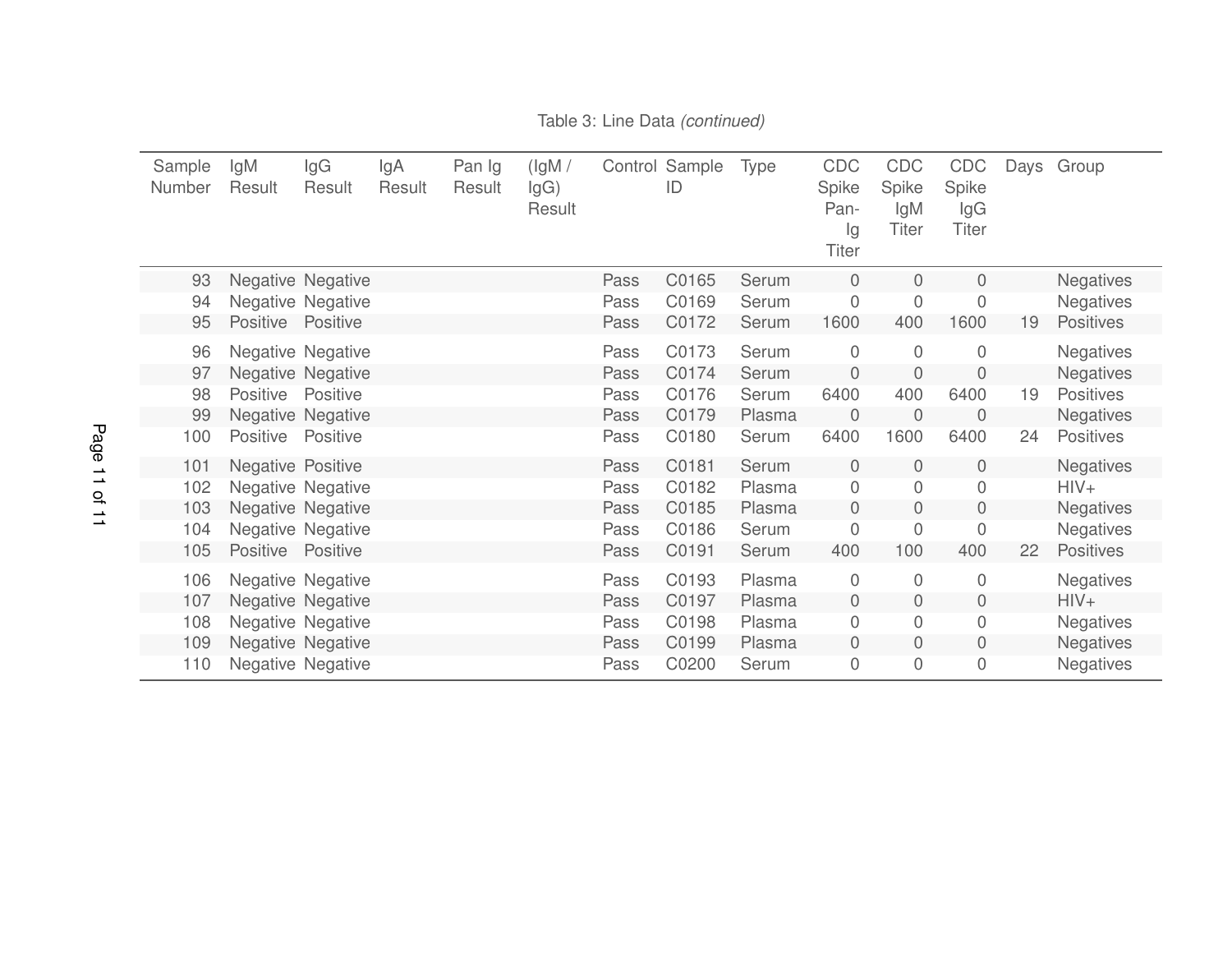Table 3: Line Data *(continued)*

| Sample Number | IgM Result | IgG Result | IgA Result | Pan Ig Result | (IgM / IgG) Result | Control | Sample ID | Type | CDC Spike Pan-Ig Titer | CDC Spike IgM Titer | CDC Spike IgG Titer | Days | Group |
|---|---|---|---|---|---|---|---|---|---|---|---|---|---|
| 93 | Negative | Negative | | | | Pass | C0165 | Serum | 0 | 0 | 0 | | Negatives |
| 94 | Negative | Negative | | | | Pass | C0169 | Serum | 0 | 0 | 0 | | Negatives |
| 95 | Positive | Positive | | | | Pass | C0172 | Serum | 1600 | 400 | 1600 | 19 | Positives |
| 96 | Negative | Negative | | | | Pass | C0173 | Serum | 0 | 0 | 0 | | Negatives |
| 97 | Negative | Negative | | | | Pass | C0174 | Serum | 0 | 0 | 0 | | Negatives |
| 98 | Positive | Positive | | | | Pass | C0176 | Serum | 6400 | 400 | 6400 | 19 | Positives |
| 99 | Negative | Negative | | | | Pass | C0179 | Plasma | 0 | 0 | 0 | | Negatives |
| 100 | Positive | Positive | | | | Pass | C0180 | Serum | 6400 | 1600 | 6400 | 24 | Positives |
| 101 | Negative | Positive | | | | Pass | C0181 | Serum | 0 | 0 | 0 | | Negatives |
| 102 | Negative | Negative | | | | Pass | C0182 | Plasma | 0 | 0 | 0 | | HIV+ |
| 103 | Negative | Negative | | | | Pass | C0185 | Plasma | 0 | 0 | 0 | | Negatives |
| 104 | Negative | Negative | | | | Pass | C0186 | Serum | 0 | 0 | 0 | | Negatives |
| 105 | Positive | Positive | | | | Pass | C0191 | Serum | 400 | 100 | 400 | 22 | Positives |
| 106 | Negative | Negative | | | | Pass | C0193 | Plasma | 0 | 0 | 0 | | Negatives |
| 107 | Negative | Negative | | | | Pass | C0197 | Plasma | 0 | 0 | 0 | | HIV+ |
| 108 | Negative | Negative | | | | Pass | C0198 | Plasma | 0 | 0 | 0 | | Negatives |
| 109 | Negative | Negative | | | | Pass | C0199 | Plasma | 0 | 0 | 0 | | Negatives |
| 110 | Negative | Negative | | | | Pass | C0200 | Serum | 0 | 0 | 0 | | Negatives |